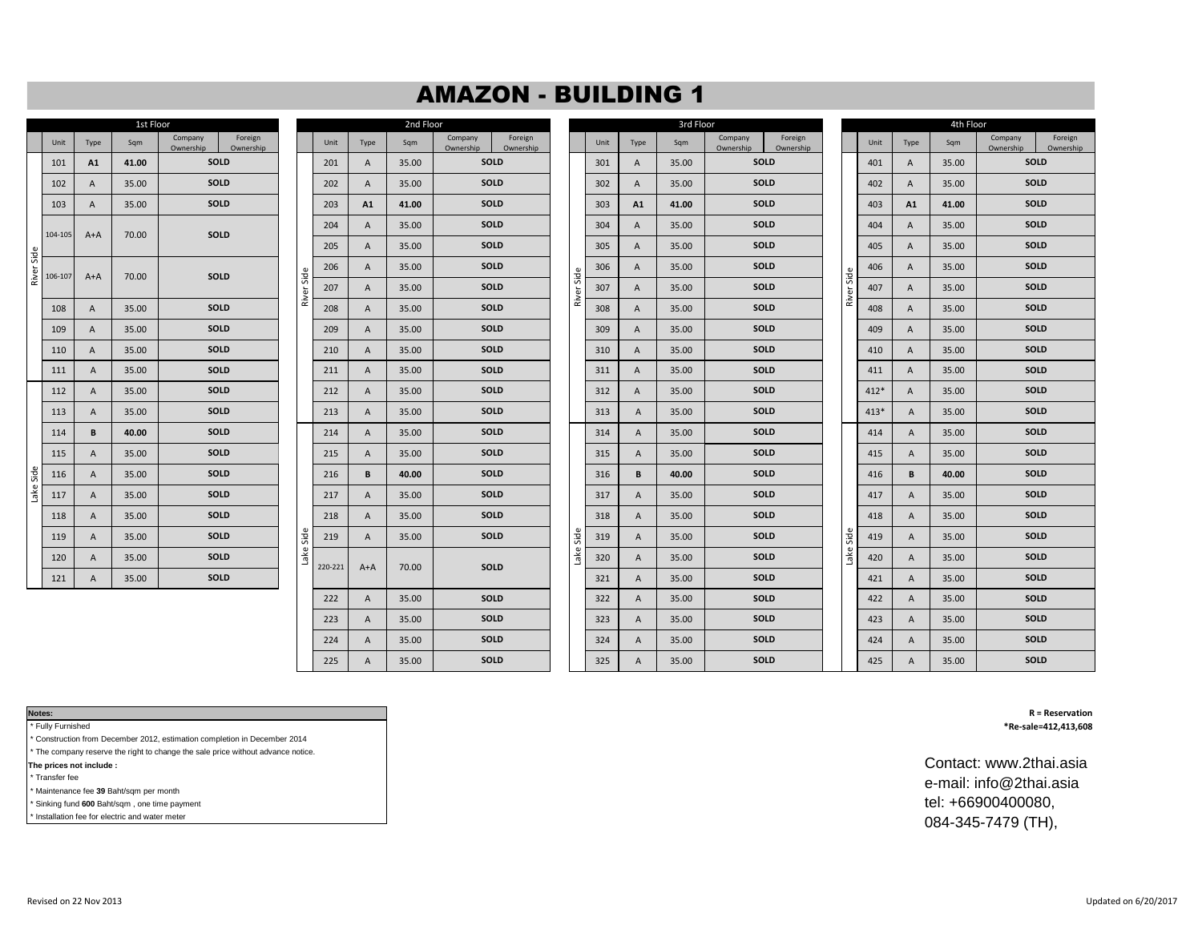# AMAZON - BUILDING 1

## 1st Floor

| Side | Unit | Type | Sqm | Company Ownership | Foreign Ownership |
|---|---|---|---|---|---|
| River Side | 101 | **A1** | **41.00** | **SOLD** | |
| River Side | 102 | A | 35.00 | **SOLD** | |
| River Side | 103 | A | 35.00 | **SOLD** | |
| River Side | 104-105 | A+A | 70.00 | **SOLD** | |
| River Side | 106-107 | A+A | 70.00 | **SOLD** | |
| River Side | 108 | A | 35.00 | **SOLD** | |
| River Side | 109 | A | 35.00 | **SOLD** | |
| River Side | 110 | A | 35.00 | **SOLD** | |
| River Side | 111 | A | 35.00 | **SOLD** | |
| Lake Side | 112 | A | 35.00 | **SOLD** | |
| Lake Side | 113 | A | 35.00 | **SOLD** | |
| Lake Side | 114 | **B** | **40.00** | **SOLD** | |
| Lake Side | 115 | A | 35.00 | **SOLD** | |
| Lake Side | 116 | A | 35.00 | **SOLD** | |
| Lake Side | 117 | A | 35.00 | **SOLD** | |
| Lake Side | 118 | A | 35.00 | **SOLD** | |
| Lake Side | 119 | A | 35.00 | **SOLD** | |
| Lake Side | 120 | A | 35.00 | **SOLD** | |
| Lake Side | 121 | A | 35.00 | **SOLD** | |

## 2nd Floor

| Side | Unit | Type | Sqm | Company Ownership | Foreign Ownership |
|---|---|---|---|---|---|
| River Side | 201 | A | 35.00 | **SOLD** | |
| River Side | 202 | A | 35.00 | **SOLD** | |
| River Side | 203 | **A1** | **41.00** | **SOLD** | |
| River Side | 204 | A | 35.00 | **SOLD** | |
| River Side | 205 | A | 35.00 | **SOLD** | |
| River Side | 206 | A | 35.00 | **SOLD** | |
| River Side | 207 | A | 35.00 | **SOLD** | |
| River Side | 208 | A | 35.00 | **SOLD** | |
| River Side | 209 | A | 35.00 | **SOLD** | |
| River Side | 210 | A | 35.00 | **SOLD** | |
| River Side | 211 | A | 35.00 | **SOLD** | |
| River Side | 212 | A | 35.00 | **SOLD** | |
| River Side | 213 | A | 35.00 | **SOLD** | |
| Lake Side | 214 | A | 35.00 | **SOLD** | |
| Lake Side | 215 | A | 35.00 | **SOLD** | |
| Lake Side | 216 | **B** | **40.00** | **SOLD** | |
| Lake Side | 217 | A | 35.00 | **SOLD** | |
| Lake Side | 218 | A | 35.00 | **SOLD** | |
| Lake Side | 219 | A | 35.00 | **SOLD** | |
| Lake Side | 220-221 | A+A | 70.00 | **SOLD** | |
| Lake Side | 222 | A | 35.00 | **SOLD** | |
| Lake Side | 223 | A | 35.00 | **SOLD** | |
| Lake Side | 224 | A | 35.00 | **SOLD** | |
| Lake Side | 225 | A | 35.00 | **SOLD** | |

## 3rd Floor

| Side | Unit | Type | Sqm | Company Ownership | Foreign Ownership |
|---|---|---|---|---|---|
| River Side | 301 | A | 35.00 | **SOLD** | |
| River Side | 302 | A | 35.00 | **SOLD** | |
| River Side | 303 | **A1** | **41.00** | **SOLD** | |
| River Side | 304 | A | 35.00 | **SOLD** | |
| River Side | 305 | A | 35.00 | **SOLD** | |
| River Side | 306 | A | 35.00 | **SOLD** | |
| River Side | 307 | A | 35.00 | **SOLD** | |
| River Side | 308 | A | 35.00 | **SOLD** | |
| River Side | 309 | A | 35.00 | **SOLD** | |
| River Side | 310 | A | 35.00 | **SOLD** | |
| River Side | 311 | A | 35.00 | **SOLD** | |
| River Side | 312 | A | 35.00 | **SOLD** | |
| River Side | 313 | A | 35.00 | **SOLD** | |
| Lake Side | 314 | A | 35.00 | **SOLD** | |
| Lake Side | 315 | A | 35.00 | **SOLD** | |
| Lake Side | 316 | **B** | **40.00** | **SOLD** | |
| Lake Side | 317 | A | 35.00 | **SOLD** | |
| Lake Side | 318 | A | 35.00 | **SOLD** | |
| Lake Side | 319 | A | 35.00 | **SOLD** | |
| Lake Side | 320 | A | 35.00 | **SOLD** | |
| Lake Side | 321 | A | 35.00 | **SOLD** | |
| Lake Side | 322 | A | 35.00 | **SOLD** | |
| Lake Side | 323 | A | 35.00 | **SOLD** | |
| Lake Side | 324 | A | 35.00 | **SOLD** | |
| Lake Side | 325 | A | 35.00 | **SOLD** | |

## 4th Floor

| Side | Unit | Type | Sqm | Company Ownership | Foreign Ownership |
|---|---|---|---|---|---|
| River Side | 401 | A | 35.00 | **SOLD** | |
| River Side | 402 | A | 35.00 | **SOLD** | |
| River Side | 403 | **A1** | **41.00** | **SOLD** | |
| River Side | 404 | A | 35.00 | **SOLD** | |
| River Side | 405 | A | 35.00 | **SOLD** | |
| River Side | 406 | A | 35.00 | **SOLD** | |
| River Side | 407 | A | 35.00 | **SOLD** | |
| River Side | 408 | A | 35.00 | **SOLD** | |
| River Side | 409 | A | 35.00 | **SOLD** | |
| River Side | 410 | A | 35.00 | **SOLD** | |
| River Side | 411 | A | 35.00 | **SOLD** | |
| River Side | 412* | A | 35.00 | **SOLD** | |
| River Side | 413* | A | 35.00 | **SOLD** | |
| Lake Side | 414 | A | 35.00 | **SOLD** | |
| Lake Side | 415 | A | 35.00 | **SOLD** | |
| Lake Side | 416 | **B** | **40.00** | **SOLD** | |
| Lake Side | 417 | A | 35.00 | **SOLD** | |
| Lake Side | 418 | A | 35.00 | **SOLD** | |
| Lake Side | 419 | A | 35.00 | **SOLD** | |
| Lake Side | 420 | A | 35.00 | **SOLD** | |
| Lake Side | 421 | A | 35.00 | **SOLD** | |
| Lake Side | 422 | A | 35.00 | **SOLD** | |
| Lake Side | 423 | A | 35.00 | **SOLD** | |
| Lake Side | 424 | A | 35.00 | **SOLD** | |
| Lake Side | 425 | A | 35.00 | **SOLD** | |

**Notes:**

* Fully Furnished
* Construction from December 2012, estimation completion in December 2014
* The company reserve the right to change the sale price without advance notice.

**The prices not include :**

* Transfer fee
* Maintenance fee **39** Baht/sqm per month
* Sinking fund **600** Baht/sqm , one time payment
* Installation fee for electric and water meter

**R = Reservation**
***Re-sale=412,413,608**

Contact: www.2thai.asia
e-mail: info@2thai.asia
tel: +66900400080,
084-345-7479 (TH),

Revised on 22 Nov 2013

Updated on 6/20/2017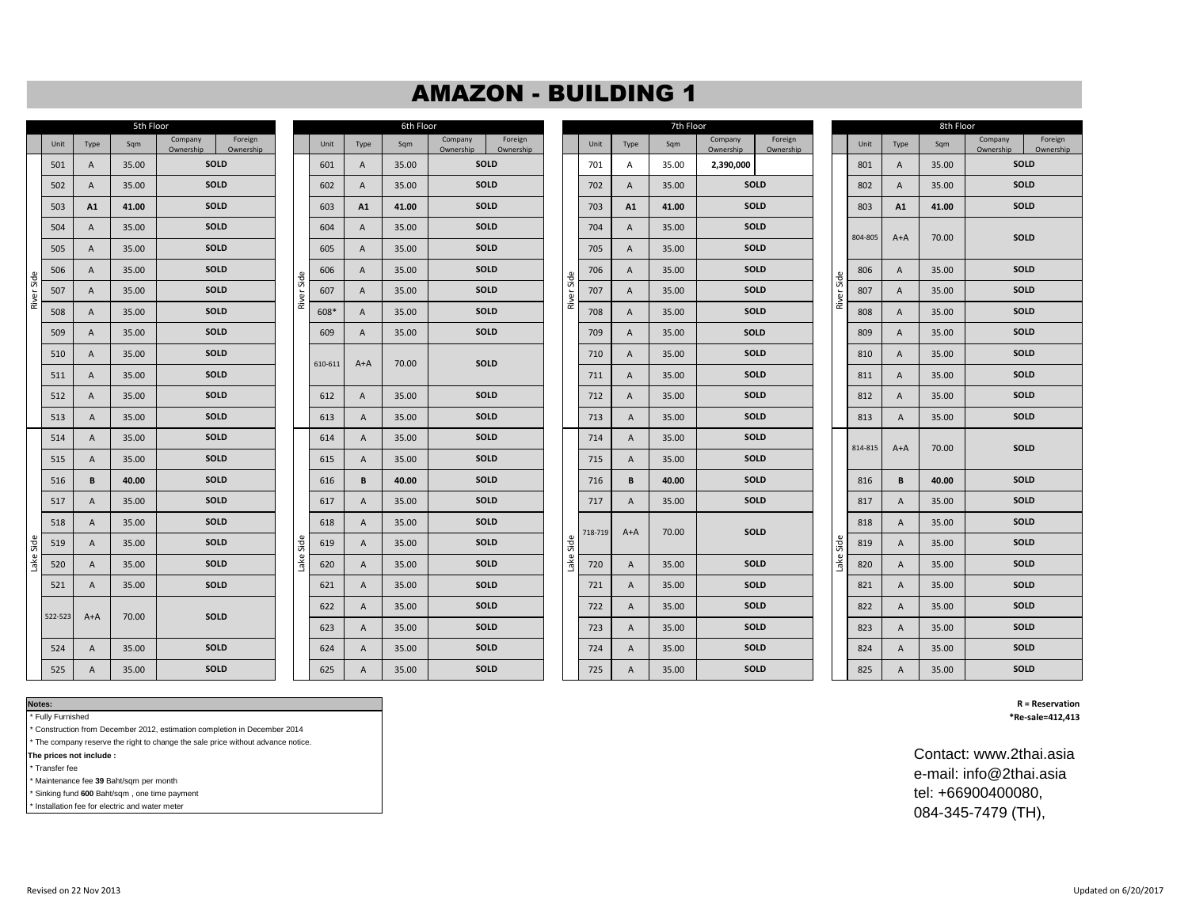# AMAZON - BUILDING 1

## 5th Floor

| | Unit | Type | Sqm | Company Ownership | Foreign Ownership |
|---|---|---|---|---|---|
| River Side | 501 | A | 35.00 | SOLD | |
| | 502 | A | 35.00 | SOLD | |
| | 503 | **A1** | **41.00** | SOLD | |
| | 504 | A | 35.00 | SOLD | |
| | 505 | A | 35.00 | SOLD | |
| | 506 | A | 35.00 | SOLD | |
| | 507 | A | 35.00 | SOLD | |
| | 508 | A | 35.00 | SOLD | |
| | 509 | A | 35.00 | SOLD | |
| | 510 | A | 35.00 | SOLD | |
| | 511 | A | 35.00 | SOLD | |
| | 512 | A | 35.00 | SOLD | |
| | 513 | A | 35.00 | SOLD | |
| Lake Side | 514 | A | 35.00 | SOLD | |
| | 515 | A | 35.00 | SOLD | |
| | 516 | **B** | **40.00** | SOLD | |
| | 517 | A | 35.00 | SOLD | |
| | 518 | A | 35.00 | SOLD | |
| | 519 | A | 35.00 | SOLD | |
| | 520 | A | 35.00 | SOLD | |
| | 521 | A | 35.00 | SOLD | |
| | 522-523 | A+A | 70.00 | SOLD | |
| | 524 | A | 35.00 | SOLD | |
| | 525 | A | 35.00 | SOLD | |

## 6th Floor

| | Unit | Type | Sqm | Company Ownership | Foreign Ownership |
|---|---|---|---|---|---|
| River Side | 601 | A | 35.00 | SOLD | |
| | 602 | A | 35.00 | SOLD | |
| | 603 | **A1** | **41.00** | SOLD | |
| | 604 | A | 35.00 | SOLD | |
| | 605 | A | 35.00 | SOLD | |
| | 606 | A | 35.00 | SOLD | |
| | 607 | A | 35.00 | SOLD | |
| | 608* | A | 35.00 | SOLD | |
| | 609 | A | 35.00 | SOLD | |
| | 610-611 | A+A | 70.00 | SOLD | |
| | 612 | A | 35.00 | SOLD | |
| | 613 | A | 35.00 | SOLD | |
| Lake Side | 614 | A | 35.00 | SOLD | |
| | 615 | A | 35.00 | SOLD | |
| | 616 | **B** | **40.00** | SOLD | |
| | 617 | A | 35.00 | SOLD | |
| | 618 | A | 35.00 | SOLD | |
| | 619 | A | 35.00 | SOLD | |
| | 620 | A | 35.00 | SOLD | |
| | 621 | A | 35.00 | SOLD | |
| | 622 | A | 35.00 | SOLD | |
| | 623 | A | 35.00 | SOLD | |
| | 624 | A | 35.00 | SOLD | |
| | 625 | A | 35.00 | SOLD | |

## 7th Floor

| | Unit | Type | Sqm | Company Ownership | Foreign Ownership |
|---|---|---|---|---|---|
| River Side | 701 | A | 35.00 | **2,390,000** | |
| | 702 | A | 35.00 | SOLD | |
| | 703 | **A1** | **41.00** | SOLD | |
| | 704 | A | 35.00 | SOLD | |
| | 705 | A | 35.00 | SOLD | |
| | 706 | A | 35.00 | SOLD | |
| | 707 | A | 35.00 | SOLD | |
| | 708 | A | 35.00 | SOLD | |
| | 709 | A | 35.00 | SOLD | |
| | 710 | A | 35.00 | SOLD | |
| | 711 | A | 35.00 | SOLD | |
| | 712 | A | 35.00 | SOLD | |
| | 713 | A | 35.00 | SOLD | |
| Lake Side | 714 | A | 35.00 | SOLD | |
| | 715 | A | 35.00 | SOLD | |
| | 716 | **B** | **40.00** | SOLD | |
| | 717 | A | 35.00 | SOLD | |
| | 718-719 | A+A | 70.00 | SOLD | |
| | 720 | A | 35.00 | SOLD | |
| | 721 | A | 35.00 | SOLD | |
| | 722 | A | 35.00 | SOLD | |
| | 723 | A | 35.00 | SOLD | |
| | 724 | A | 35.00 | SOLD | |
| | 725 | A | 35.00 | SOLD | |

## 8th Floor

| | Unit | Type | Sqm | Company Ownership | Foreign Ownership |
|---|---|---|---|---|---|
| River Side | 801 | A | 35.00 | SOLD | |
| | 802 | A | 35.00 | SOLD | |
| | 803 | **A1** | **41.00** | SOLD | |
| | 804-805 | A+A | 70.00 | SOLD | |
| | 806 | A | 35.00 | SOLD | |
| | 807 | A | 35.00 | SOLD | |
| | 808 | A | 35.00 | SOLD | |
| | 809 | A | 35.00 | SOLD | |
| | 810 | A | 35.00 | SOLD | |
| | 811 | A | 35.00 | SOLD | |
| | 812 | A | 35.00 | SOLD | |
| | 813 | A | 35.00 | SOLD | |
| Lake Side | 814-815 | A+A | 70.00 | SOLD | |
| | 816 | **B** | **40.00** | SOLD | |
| | 817 | A | 35.00 | SOLD | |
| | 818 | A | 35.00 | SOLD | |
| | 819 | A | 35.00 | SOLD | |
| | 820 | A | 35.00 | SOLD | |
| | 821 | A | 35.00 | SOLD | |
| | 822 | A | 35.00 | SOLD | |
| | 823 | A | 35.00 | SOLD | |
| | 824 | A | 35.00 | SOLD | |
| | 825 | A | 35.00 | SOLD | |

**Notes:**

* Fully Furnished
* Construction from December 2012, estimation completion in December 2014
* The company reserve the right to change the sale price without advance notice.

**The prices not include :**

* Transfer fee
* Maintenance fee **39** Baht/sqm per month
* Sinking fund **600** Baht/sqm , one time payment
* Installation fee for electric and water meter

**R = Reservation**

***Re-sale=412,413**

Contact: www.2thai.asia
e-mail: info@2thai.asia
tel: +66900400080,
084-345-7479 (TH),

Revised on 22 Nov 2013

Updated on 6/20/2017